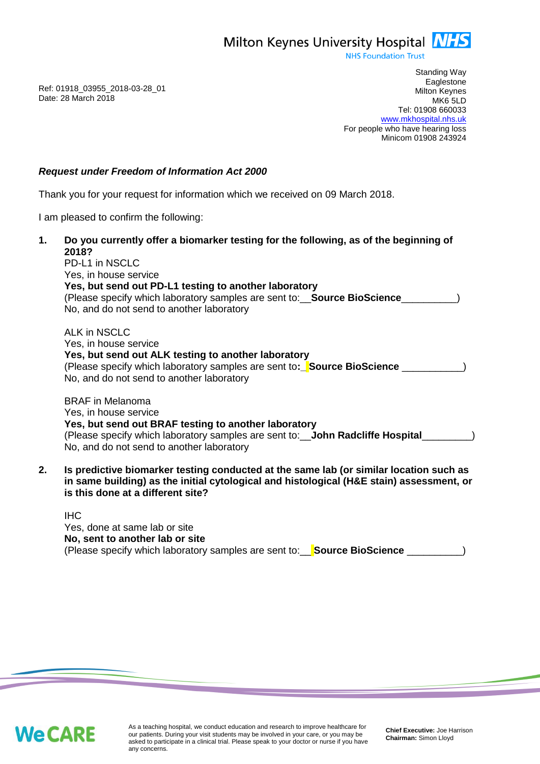Milton Keynes University Hospital **NHS**
NHS Foundation Trust

Standing Way
Eaglestone
Milton Keynes
MK6 5LD
Tel: 01908 660033
www.mkhospital.nhs.uk
For people who have hearing loss
Minicom 01908 243924

Ref: 01918_03955_2018-03-28_01
Date: 28 March 2018

***Request under Freedom of Information Act 2000***

Thank you for your request for information which we received on 09 March 2018.

I am pleased to confirm the following:

**1. Do you currently offer a biomarker testing for the following, as of the beginning of 2018?**

PD-L1 in NSCLC
Yes, in house service
**Yes, but send out PD-L1 testing to another laboratory**
(Please specify which laboratory samples are sent to:__**Source BioScience**__________)
No, and do not send to another laboratory

ALK in NSCLC
Yes, in house service
**Yes, but send out ALK testing to another laboratory**
(Please specify which laboratory samples are sent to**:**_**Source BioScience** ___________)
No, and do not send to another laboratory

BRAF in Melanoma
Yes, in house service
**Yes, but send out BRAF testing to another laboratory**
(Please specify which laboratory samples are sent to:__**John Radcliffe Hospital**_________)
No, and do not send to another laboratory

**2. Is predictive biomarker testing conducted at the same lab (or similar location such as in same building) as the initial cytological and histological (H&E stain) assessment, or is this done at a different site?**

IHC
Yes, done at same lab or site
**No, sent to another lab or site**
(Please specify which laboratory samples are sent to:__**Source BioScience** __________)

**We CARE**

As a teaching hospital, we conduct education and research to improve healthcare for our patients. During your visit students may be involved in your care, or you may be asked to participate in a clinical trial. Please speak to your doctor or nurse if you have any concerns.

**Chief Executive:** Joe Harrison
**Chairman:** Simon Lloyd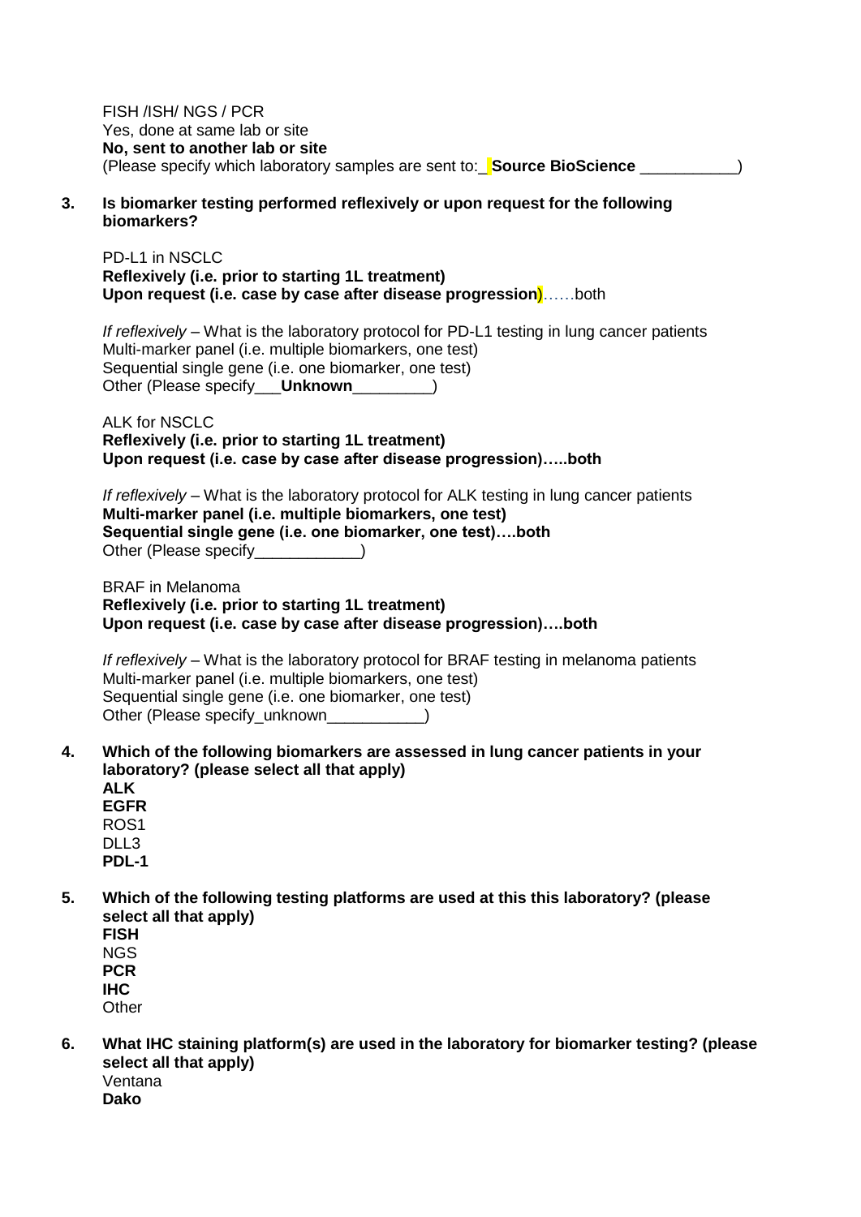FISH /ISH/ NGS / PCR
Yes, done at same lab or site
**No, sent to another lab or site**
(Please specify which laboratory samples are sent to:_ **Source BioScience** ___________)

**3. Is biomarker testing performed reflexively or upon request for the following biomarkers?**

PD-L1 in NSCLC
**Reflexively (i.e. prior to starting 1L treatment)**
**Upon request (i.e. case by case after disease progression)**……both

*If reflexively* – What is the laboratory protocol for PD-L1 testing in lung cancer patients
Multi-marker panel (i.e. multiple biomarkers, one test)
Sequential single gene (i.e. one biomarker, one test)
Other (Please specify___**Unknown**_________)

ALK for NSCLC
**Reflexively (i.e. prior to starting 1L treatment)**
**Upon request (i.e. case by case after disease progression)…..both**

*If reflexively* – What is the laboratory protocol for ALK testing in lung cancer patients
**Multi-marker panel (i.e. multiple biomarkers, one test)**
**Sequential single gene (i.e. one biomarker, one test)….both**
Other (Please specify____________)

BRAF in Melanoma
**Reflexively (i.e. prior to starting 1L treatment)**
**Upon request (i.e. case by case after disease progression)….both**

*If reflexively* – What is the laboratory protocol for BRAF testing in melanoma patients
Multi-marker panel (i.e. multiple biomarkers, one test)
Sequential single gene (i.e. one biomarker, one test)
Other (Please specify_unknown___________)

**4. Which of the following biomarkers are assessed in lung cancer patients in your laboratory? (please select all that apply)**
**ALK**
**EGFR**
ROS1
DLL3
**PDL-1**

**5. Which of the following testing platforms are used at this this laboratory? (please select all that apply)**
**FISH**
NGS
**PCR**
**IHC**
Other

**6. What IHC staining platform(s) are used in the laboratory for biomarker testing? (please select all that apply)**
Ventana
**Dako**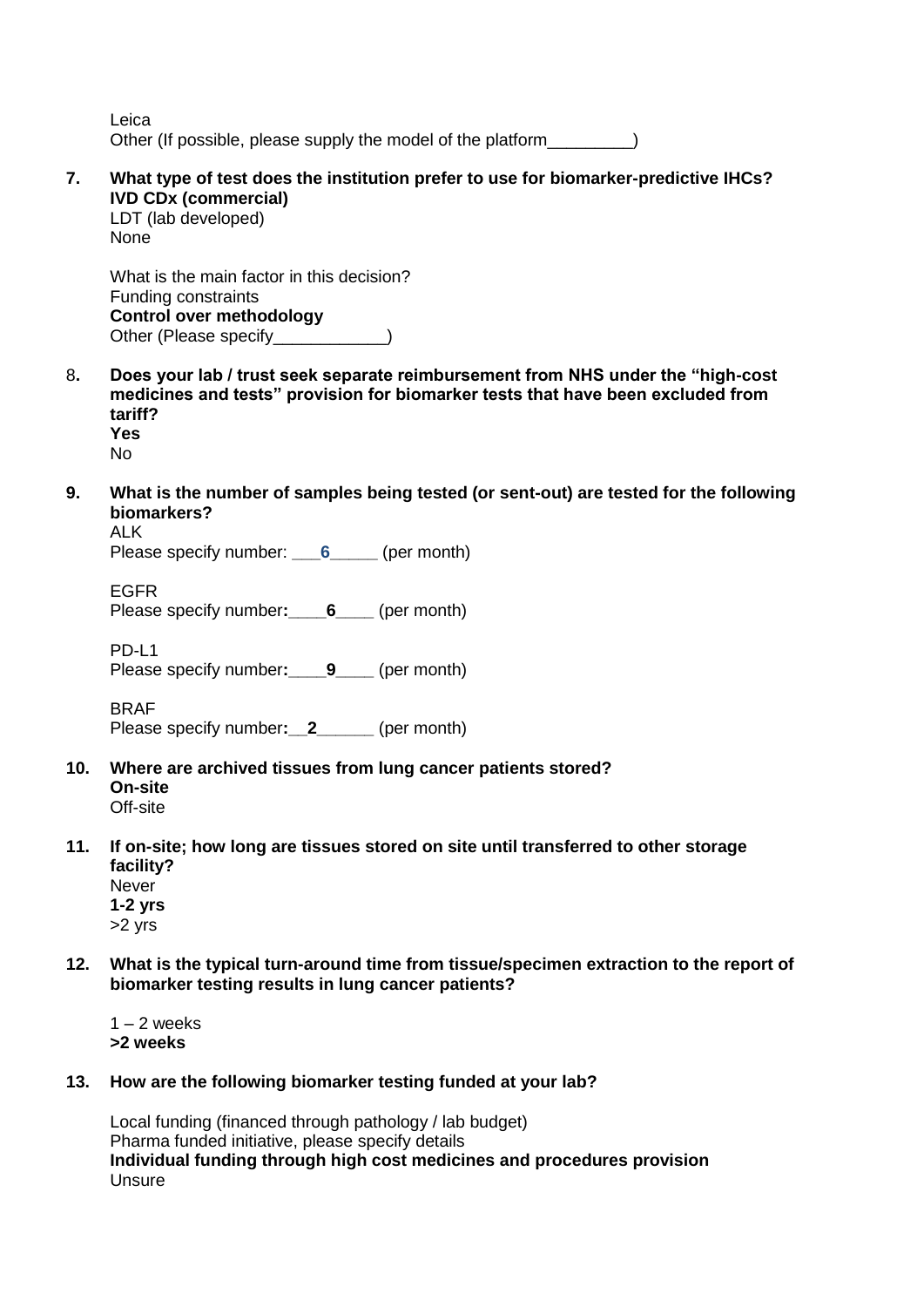Leica
Other (If possible, please supply the model of the platform_________)

**7. What type of test does the institution prefer to use for biomarker-predictive IHCs?**
**IVD CDx (commercial)**
LDT (lab developed)
None

What is the main factor in this decision?
Funding constraints
**Control over methodology**
Other (Please specify____________)

8**. Does your lab / trust seek separate reimbursement from NHS under the "high-cost medicines and tests" provision for biomarker tests that have been excluded from tariff?**
**Yes**
No

**9. What is the number of samples being tested (or sent-out) are tested for the following biomarkers?**
ALK
Please specify number: ___**6**_____ (per month)

EGFR
Please specify number**:**____**6**____ (per month)

PD-L1
Please specify number**:**____**9**____ (per month)

BRAF
Please specify number**:**__**2**______ (per month)

**10. Where are archived tissues from lung cancer patients stored?**
**On-site**
Off-site

**11. If on-site; how long are tissues stored on site until transferred to other storage facility?**
Never
**1-2 yrs**
>2 yrs

**12. What is the typical turn-around time from tissue/specimen extraction to the report of biomarker testing results in lung cancer patients?**

1 – 2 weeks
**>2 weeks**

**13. How are the following biomarker testing funded at your lab?**

Local funding (financed through pathology / lab budget)
Pharma funded initiative, please specify details
**Individual funding through high cost medicines and procedures provision**
Unsure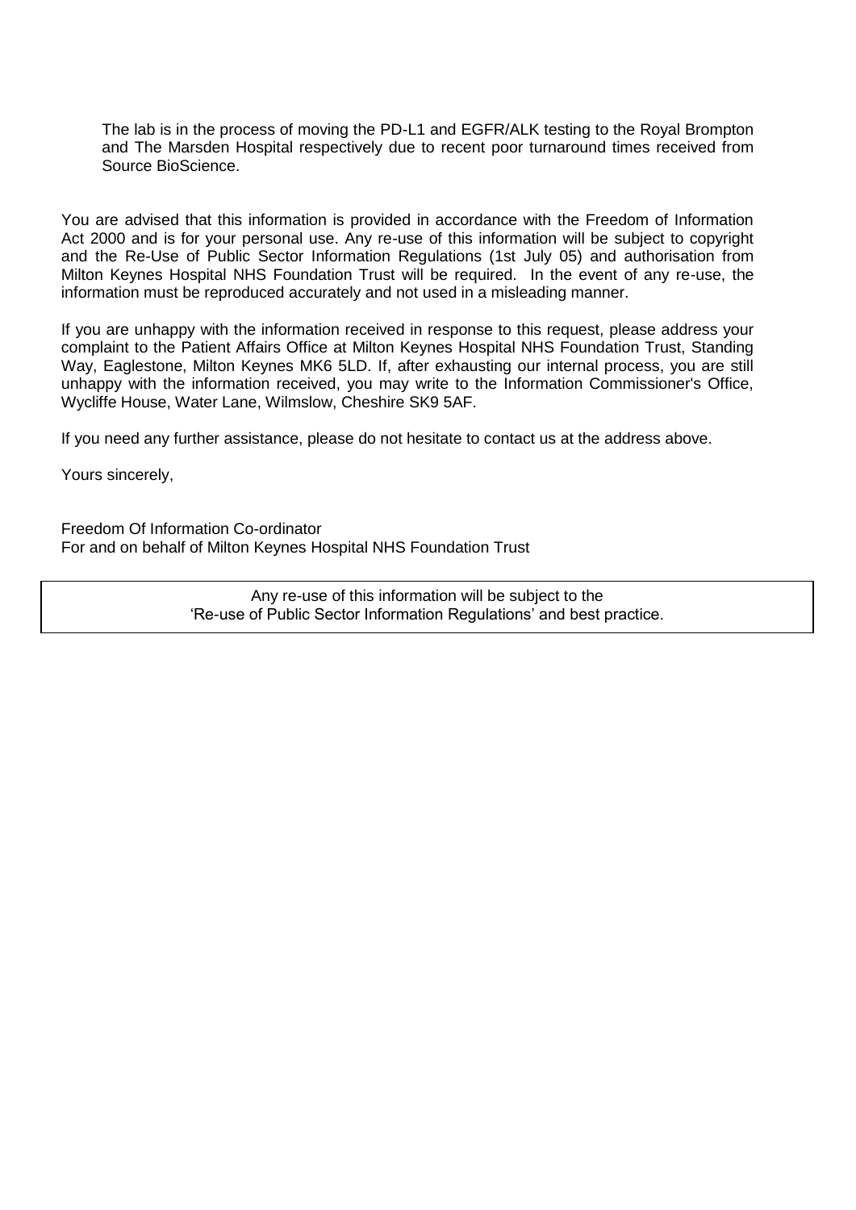The lab is in the process of moving the PD-L1 and EGFR/ALK testing to the Royal Brompton and The Marsden Hospital respectively due to recent poor turnaround times received from Source BioScience.

You are advised that this information is provided in accordance with the Freedom of Information Act 2000 and is for your personal use. Any re-use of this information will be subject to copyright and the Re-Use of Public Sector Information Regulations (1st July 05) and authorisation from Milton Keynes Hospital NHS Foundation Trust will be required. In the event of any re-use, the information must be reproduced accurately and not used in a misleading manner.

If you are unhappy with the information received in response to this request, please address your complaint to the Patient Affairs Office at Milton Keynes Hospital NHS Foundation Trust, Standing Way, Eaglestone, Milton Keynes MK6 5LD. If, after exhausting our internal process, you are still unhappy with the information received, you may write to the Information Commissioner's Office, Wycliffe House, Water Lane, Wilmslow, Cheshire SK9 5AF.

If you need any further assistance, please do not hesitate to contact us at the address above.

Yours sincerely,

Freedom Of Information Co-ordinator
For and on behalf of Milton Keynes Hospital NHS Foundation Trust

Any re-use of this information will be subject to the
'Re-use of Public Sector Information Regulations' and best practice.